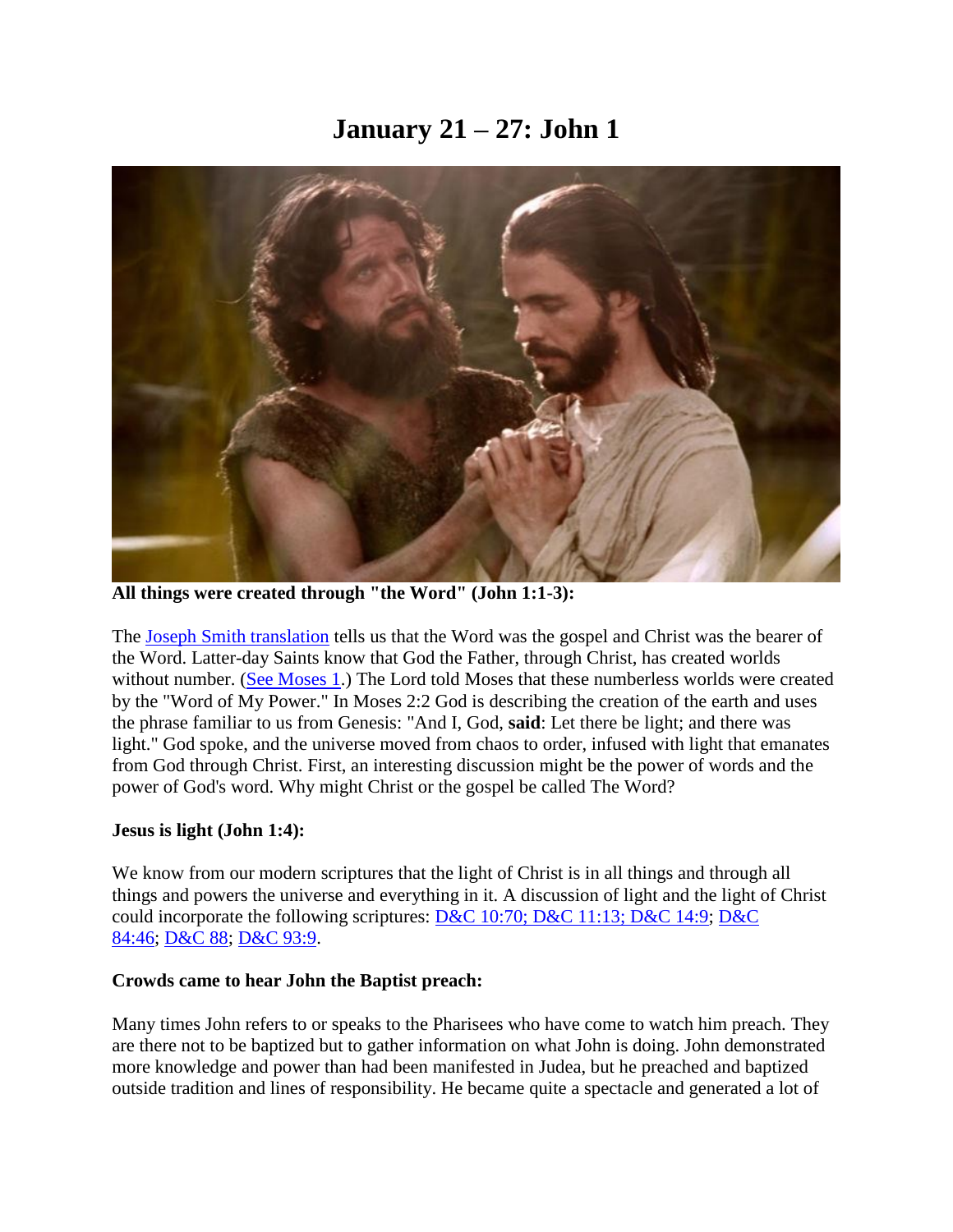# January 21 – 27: John 1

**All things were created through "the Word" (John 1:1-3):**

The Joseph Smith translation tells us that the Word was the gospel and Christ was the bearer of the Word. Latter-day Saints know that God the Father, through Christ, has created worlds without number. (See Moses 1.) The Lord told Moses that these numberless worlds were created by the "Word of My Power." In Moses 2:2 God is describing the creation of the earth and uses the phrase familiar to us from Genesis: "And I, God, **said**: Let there be light; and there was light." God spoke, and the universe moved from chaos to order, infused with light that emanates from God through Christ. First, an interesting discussion might be the power of words and the power of God's word. Why might Christ or the gospel be called The Word?

**Jesus is light (John 1:4):**

We know from our modern scriptures that the light of Christ is in all things and through all things and powers the universe and everything in it. A discussion of light and the light of Christ could incorporate the following scriptures: D&C 10:70; D&C 11:13; D&C 14:9; D&C 84:46; D&C 88; D&C 93:9.

**Crowds came to hear John the Baptist preach:**

Many times John refers to or speaks to the Pharisees who have come to watch him preach. They are there not to be baptized but to gather information on what John is doing. John demonstrated more knowledge and power than had been manifested in Judea, but he preached and baptized outside tradition and lines of responsibility. He became quite a spectacle and generated a lot of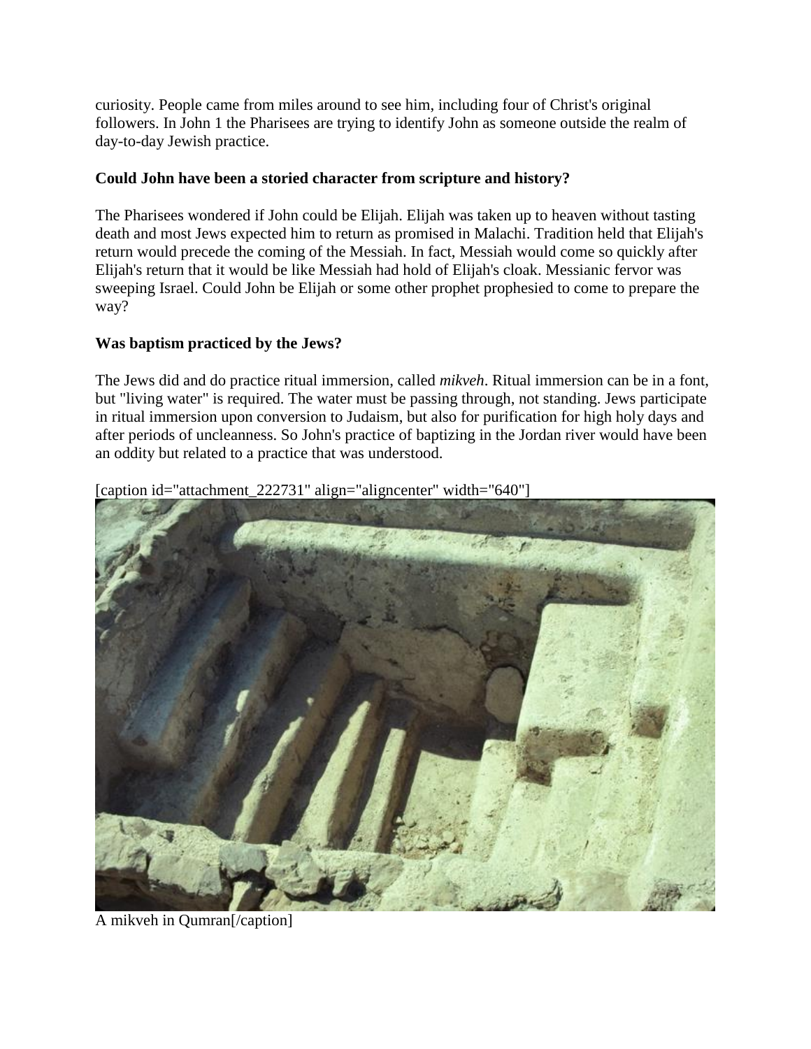curiosity. People came from miles around to see him, including four of Christ's original followers. In John 1 the Pharisees are trying to identify John as someone outside the realm of day-to-day Jewish practice.

**Could John have been a storied character from scripture and history?**

The Pharisees wondered if John could be Elijah. Elijah was taken up to heaven without tasting death and most Jews expected him to return as promised in Malachi. Tradition held that Elijah's return would precede the coming of the Messiah. In fact, Messiah would come so quickly after Elijah's return that it would be like Messiah had hold of Elijah's cloak. Messianic fervor was sweeping Israel. Could John be Elijah or some other prophet prophesied to come to prepare the way?

**Was baptism practiced by the Jews?**

The Jews did and do practice ritual immersion, called *mikveh*. Ritual immersion can be in a font, but "living water" is required. The water must be passing through, not standing. Jews participate in ritual immersion upon conversion to Judaism, but also for purification for high holy days and after periods of uncleanness. So John's practice of baptizing in the Jordan river would have been an oddity but related to a practice that was understood.

[caption id="attachment_222731" align="aligncenter" width="640"]

A mikveh in Qumran[/caption]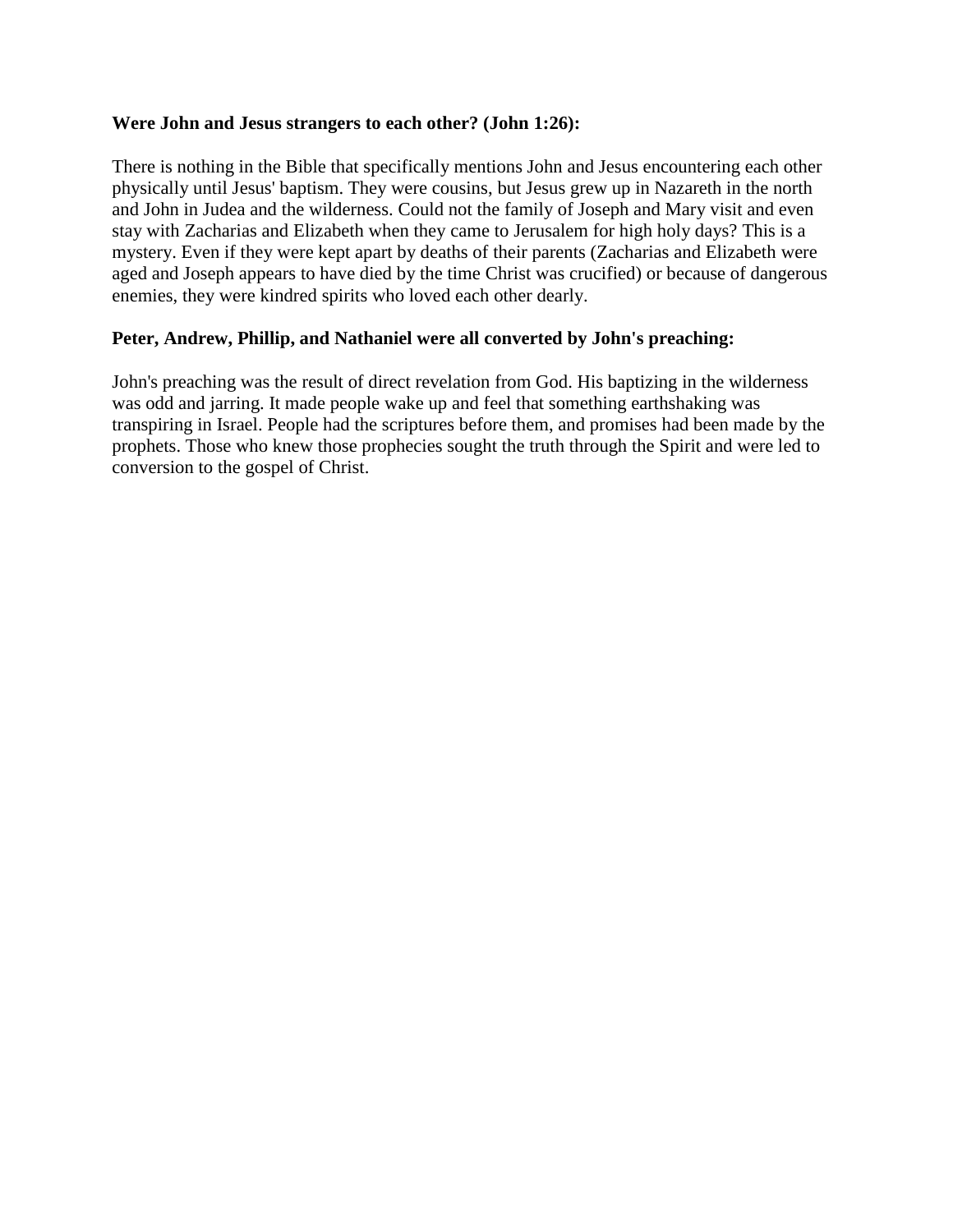**Were John and Jesus strangers to each other? (John 1:26):**

There is nothing in the Bible that specifically mentions John and Jesus encountering each other physically until Jesus' baptism. They were cousins, but Jesus grew up in Nazareth in the north and John in Judea and the wilderness. Could not the family of Joseph and Mary visit and even stay with Zacharias and Elizabeth when they came to Jerusalem for high holy days? This is a mystery. Even if they were kept apart by deaths of their parents (Zacharias and Elizabeth were aged and Joseph appears to have died by the time Christ was crucified) or because of dangerous enemies, they were kindred spirits who loved each other dearly.

**Peter, Andrew, Phillip, and Nathaniel were all converted by John's preaching:**

John's preaching was the result of direct revelation from God. His baptizing in the wilderness was odd and jarring. It made people wake up and feel that something earthshaking was transpiring in Israel. People had the scriptures before them, and promises had been made by the prophets. Those who knew those prophecies sought the truth through the Spirit and were led to conversion to the gospel of Christ.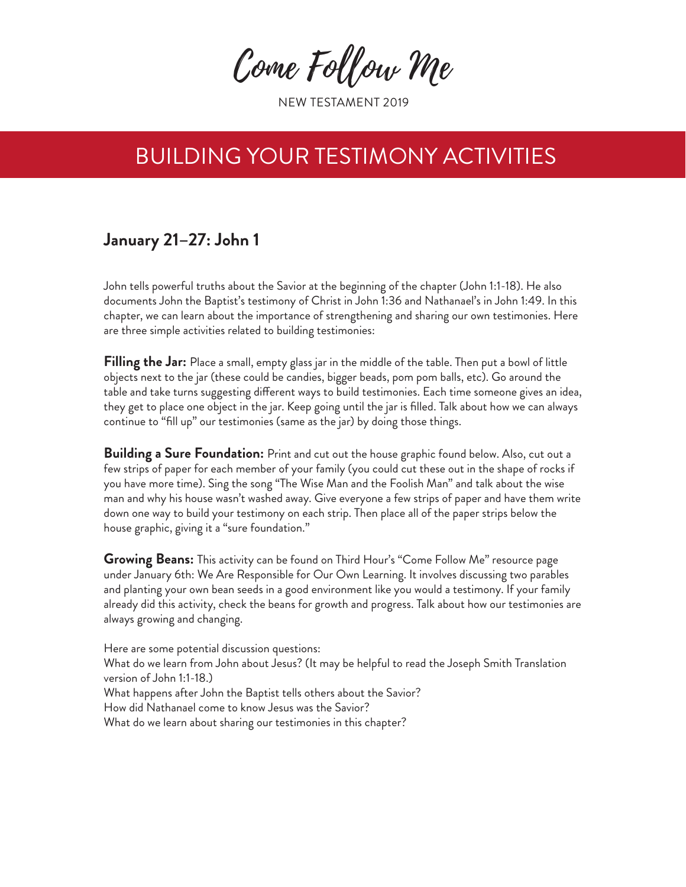Come Follow Me

NEW TESTAMENT 2019

# BUILDING YOUR TESTIMONY ACTIVITIES

## January 21–27: John 1

John tells powerful truths about the Savior at the beginning of the chapter (John 1:1-18). He also documents John the Baptist's testimony of Christ in John 1:36 and Nathanael's in John 1:49. In this chapter, we can learn about the importance of strengthening and sharing our own testimonies. Here are three simple activities related to building testimonies:

**Filling the Jar:** Place a small, empty glass jar in the middle of the table. Then put a bowl of little objects next to the jar (these could be candies, bigger beads, pom pom balls, etc). Go around the table and take turns suggesting different ways to build testimonies. Each time someone gives an idea, they get to place one object in the jar. Keep going until the jar is filled. Talk about how we can always continue to "fill up" our testimonies (same as the jar) by doing those things.

**Building a Sure Foundation:** Print and cut out the house graphic found below. Also, cut out a few strips of paper for each member of your family (you could cut these out in the shape of rocks if you have more time). Sing the song "The Wise Man and the Foolish Man" and talk about the wise man and why his house wasn't washed away. Give everyone a few strips of paper and have them write down one way to build your testimony on each strip. Then place all of the paper strips below the house graphic, giving it a "sure foundation."

**Growing Beans:** This activity can be found on Third Hour's "Come Follow Me" resource page under January 6th: We Are Responsible for Our Own Learning. It involves discussing two parables and planting your own bean seeds in a good environment like you would a testimony. If your family already did this activity, check the beans for growth and progress. Talk about how our testimonies are always growing and changing.

Here are some potential discussion questions:
What do we learn from John about Jesus? (It may be helpful to read the Joseph Smith Translation version of John 1:1-18.)
What happens after John the Baptist tells others about the Savior?
How did Nathanael come to know Jesus was the Savior?
What do we learn about sharing our testimonies in this chapter?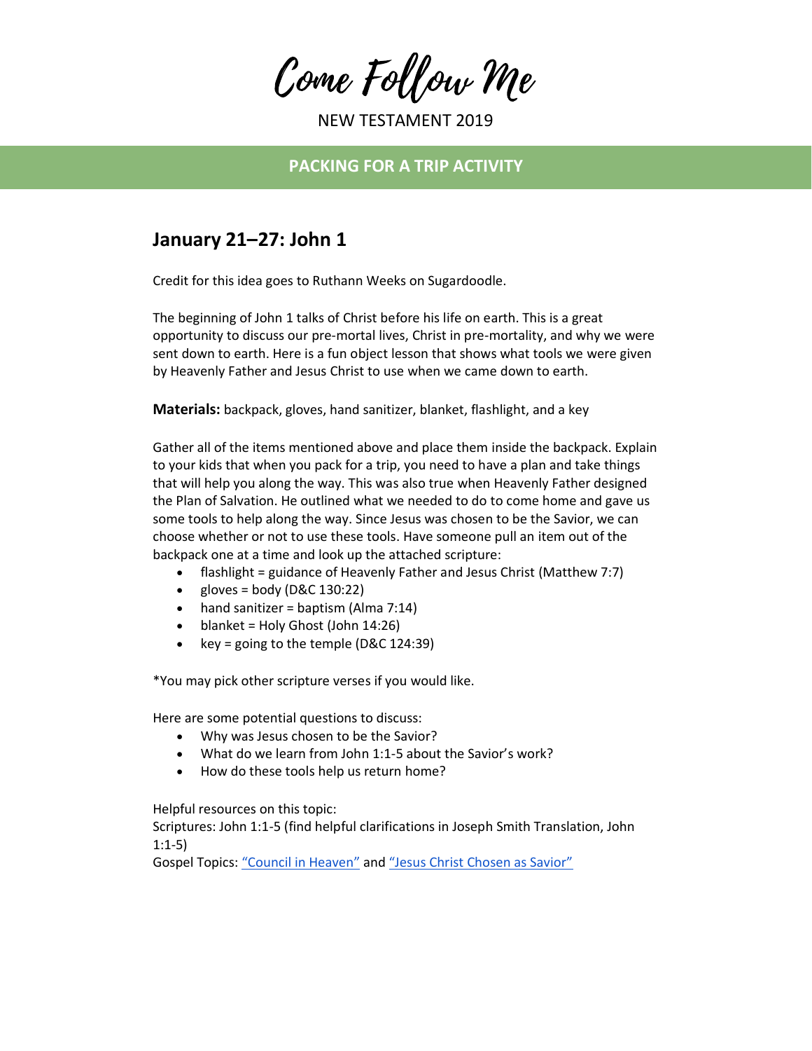# Come Follow Me

NEW TESTAMENT 2019

**PACKING FOR A TRIP ACTIVITY**

## January 21–27: John 1

Credit for this idea goes to Ruthann Weeks on Sugardoodle.

The beginning of John 1 talks of Christ before his life on earth. This is a great opportunity to discuss our pre-mortal lives, Christ in pre-mortality, and why we were sent down to earth. Here is a fun object lesson that shows what tools we were given by Heavenly Father and Jesus Christ to use when we came down to earth.

**Materials:** backpack, gloves, hand sanitizer, blanket, flashlight, and a key

Gather all of the items mentioned above and place them inside the backpack. Explain to your kids that when you pack for a trip, you need to have a plan and take things that will help you along the way. This was also true when Heavenly Father designed the Plan of Salvation. He outlined what we needed to do to come home and gave us some tools to help along the way. Since Jesus was chosen to be the Savior, we can choose whether or not to use these tools. Have someone pull an item out of the backpack one at a time and look up the attached scripture:

- flashlight = guidance of Heavenly Father and Jesus Christ (Matthew 7:7)
- gloves = body (D&C 130:22)
- hand sanitizer = baptism (Alma 7:14)
- blanket = Holy Ghost (John 14:26)
- key = going to the temple (D&C 124:39)

*You may pick other scripture verses if you would like.

Here are some potential questions to discuss:

- Why was Jesus chosen to be the Savior?
- What do we learn from John 1:1-5 about the Savior's work?
- How do these tools help us return home?

Helpful resources on this topic:
Scriptures: John 1:1-5 (find helpful clarifications in Joseph Smith Translation, John 1:1-5)
Gospel Topics: "Council in Heaven" and "Jesus Christ Chosen as Savior"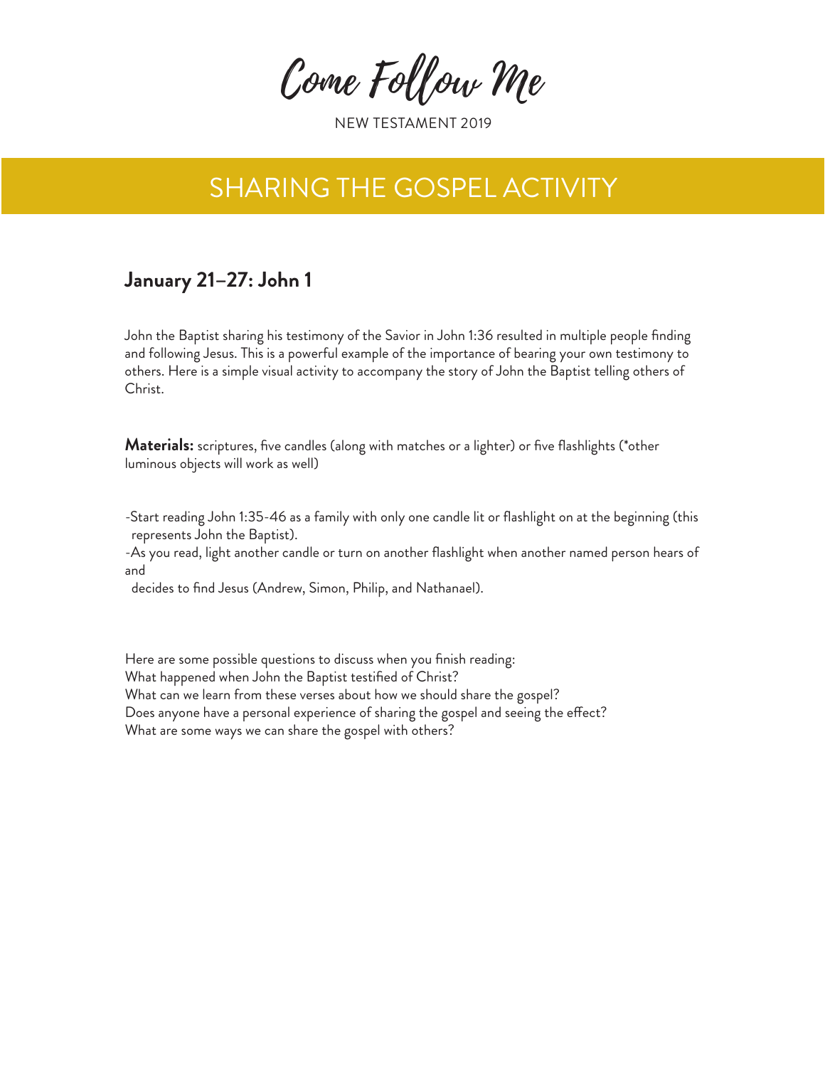# Come Follow Me

NEW TESTAMENT 2019

## SHARING THE GOSPEL ACTIVITY

### January 21–27: John 1

John the Baptist sharing his testimony of the Savior in John 1:36 resulted in multiple people finding and following Jesus. This is a powerful example of the importance of bearing your own testimony to others. Here is a simple visual activity to accompany the story of John the Baptist telling others of Christ.

**Materials:** scriptures, five candles (along with matches or a lighter) or five flashlights (*other luminous objects will work as well)

-Start reading John 1:35-46 as a family with only one candle lit or flashlight on at the beginning (this represents John the Baptist).

-As you read, light another candle or turn on another flashlight when another named person hears of and decides to find Jesus (Andrew, Simon, Philip, and Nathanael).

Here are some possible questions to discuss when you finish reading:
What happened when John the Baptist testified of Christ?
What can we learn from these verses about how we should share the gospel?
Does anyone have a personal experience of sharing the gospel and seeing the effect?
What are some ways we can share the gospel with others?